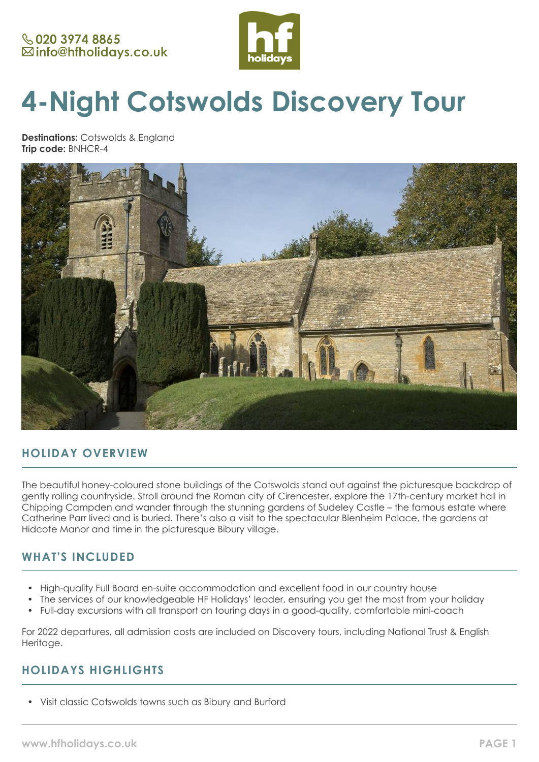📞 020 3974 8865
✉ info@hfholidays.co.uk

# 4-Night Cotswolds Discovery Tour

**Destinations:** Cotswolds & England
**Trip code:** BNHCR-4

## HOLIDAY OVERVIEW

The beautiful honey-coloured stone buildings of the Cotswolds stand out against the picturesque backdrop of gently rolling countryside. Stroll around the Roman city of Cirencester, explore the 17th-century market hall in Chipping Campden and wander through the stunning gardens of Sudeley Castle – the famous estate where Catherine Parr lived and is buried. There's also a visit to the spectacular Blenheim Palace, the gardens at Hidcote Manor and time in the picturesque Bibury village.

## WHAT'S INCLUDED

- High-quality Full Board en-suite accommodation and excellent food in our country house
- The services of our knowledgeable HF Holidays' leader, ensuring you get the most from your holiday
- Full-day excursions with all transport on touring days in a good-quality, comfortable mini-coach

For 2022 departures, all admission costs are included on Discovery tours, including National Trust & English Heritage.

## HOLIDAYS HIGHLIGHTS

- Visit classic Cotswolds towns such as Bibury and Burford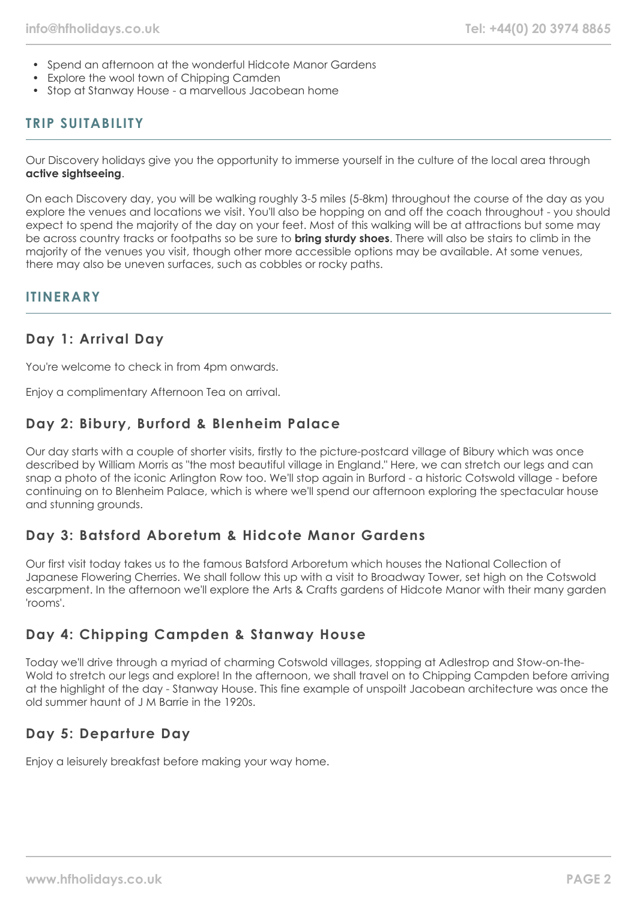- Spend an afternoon at the wonderful Hidcote Manor Gardens
- Explore the wool town of Chipping Camden
- Stop at Stanway House - a marvellous Jacobean home

## TRIP SUITABILITY

Our Discovery holidays give you the opportunity to immerse yourself in the culture of the local area through **active sightseeing**.

On each Discovery day, you will be walking roughly 3-5 miles (5-8km) throughout the course of the day as you explore the venues and locations we visit. You'll also be hopping on and off the coach throughout - you should expect to spend the majority of the day on your feet. Most of this walking will be at attractions but some may be across country tracks or footpaths so be sure to **bring sturdy shoes**. There will also be stairs to climb in the majority of the venues you visit, though other more accessible options may be available. At some venues, there may also be uneven surfaces, such as cobbles or rocky paths.

## ITINERARY

### Day 1: Arrival Day

You're welcome to check in from 4pm onwards.

Enjoy a complimentary Afternoon Tea on arrival.

### Day 2: Bibury, Burford & Blenheim Palace

Our day starts with a couple of shorter visits, firstly to the picture-postcard village of Bibury which was once described by William Morris as "the most beautiful village in England." Here, we can stretch our legs and can snap a photo of the iconic Arlington Row too. We'll stop again in Burford - a historic Cotswold village - before continuing on to Blenheim Palace, which is where we'll spend our afternoon exploring the spectacular house and stunning grounds.

### Day 3: Batsford Aboretum & Hidcote Manor Gardens

Our first visit today takes us to the famous Batsford Arboretum which houses the National Collection of Japanese Flowering Cherries. We shall follow this up with a visit to Broadway Tower, set high on the Cotswold escarpment. In the afternoon we'll explore the Arts & Crafts gardens of Hidcote Manor with their many garden 'rooms'.

### Day 4: Chipping Campden & Stanway House

Today we'll drive through a myriad of charming Cotswold villages, stopping at Adlestrop and Stow-on-the-Wold to stretch our legs and explore! In the afternoon, we shall travel on to Chipping Campden before arriving at the highlight of the day - Stanway House. This fine example of unspoilt Jacobean architecture was once the old summer haunt of J M Barrie in the 1920s.

### Day 5: Departure Day

Enjoy a leisurely breakfast before making your way home.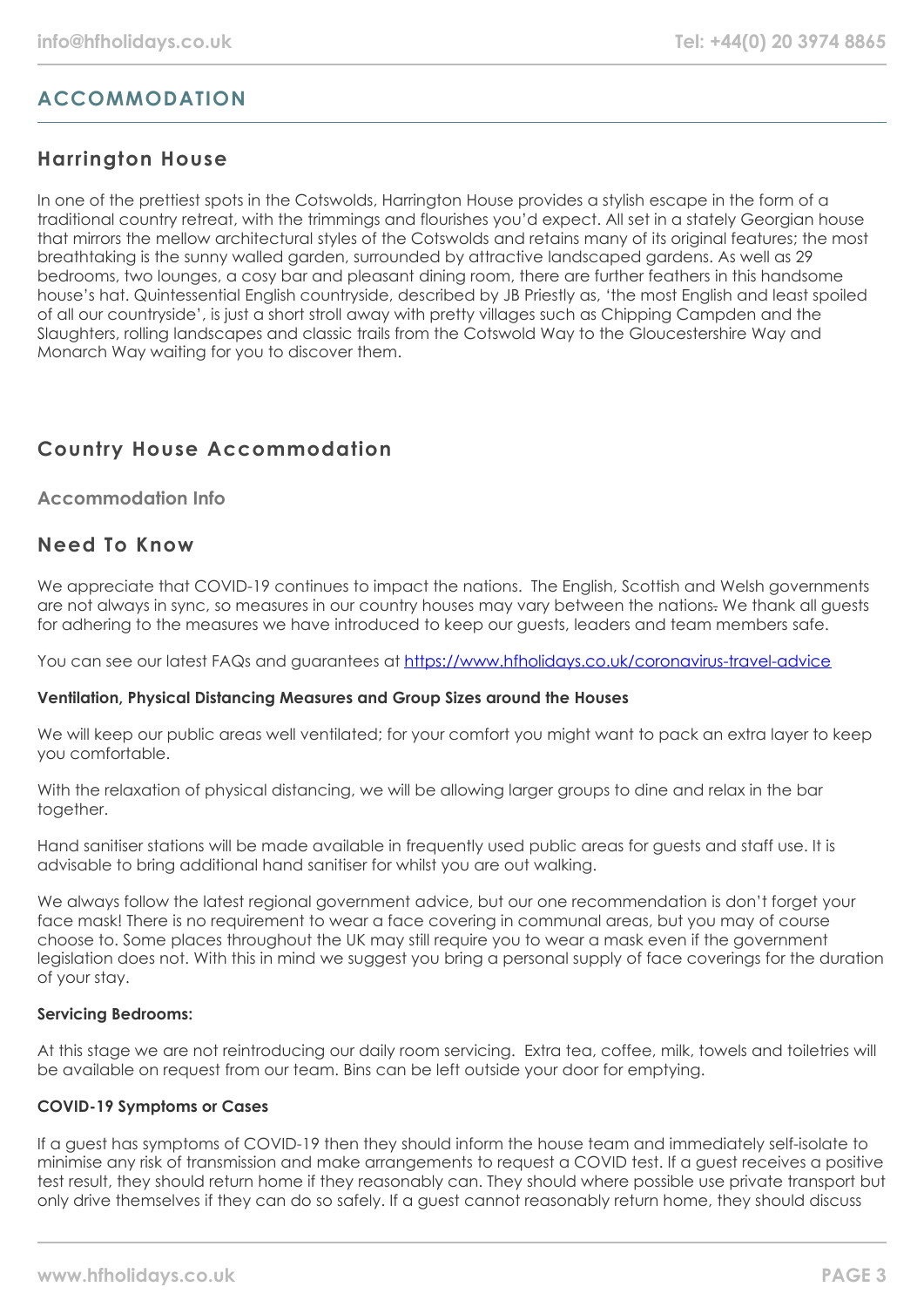## ACCOMMODATION

### Harrington House

In one of the prettiest spots in the Cotswolds, Harrington House provides a stylish escape in the form of a traditional country retreat, with the trimmings and flourishes you'd expect. All set in a stately Georgian house that mirrors the mellow architectural styles of the Cotswolds and retains many of its original features; the most breathtaking is the sunny walled garden, surrounded by attractive landscaped gardens. As well as 29 bedrooms, two lounges, a cosy bar and pleasant dining room, there are further feathers in this handsome house's hat. Quintessential English countryside, described by JB Priestly as, 'the most English and least spoiled of all our countryside', is just a short stroll away with pretty villages such as Chipping Campden and the Slaughters, rolling landscapes and classic trails from the Cotswold Way to the Gloucestershire Way and Monarch Way waiting for you to discover them.

### Country House Accommodation

#### Accommodation Info

### Need To Know

We appreciate that COVID-19 continues to impact the nations. The English, Scottish and Welsh governments are not always in sync, so measures in our country houses may vary between the nations. We thank all guests for adhering to the measures we have introduced to keep our guests, leaders and team members safe.

You can see our latest FAQs and guarantees at https://www.hfholidays.co.uk/coronavirus-travel-advice

**Ventilation, Physical Distancing Measures and Group Sizes around the Houses**

We will keep our public areas well ventilated; for your comfort you might want to pack an extra layer to keep you comfortable.

With the relaxation of physical distancing, we will be allowing larger groups to dine and relax in the bar together.

Hand sanitiser stations will be made available in frequently used public areas for guests and staff use. It is advisable to bring additional hand sanitiser for whilst you are out walking.

We always follow the latest regional government advice, but our one recommendation is don't forget your face mask! There is no requirement to wear a face covering in communal areas, but you may of course choose to. Some places throughout the UK may still require you to wear a mask even if the government legislation does not. With this in mind we suggest you bring a personal supply of face coverings for the duration of your stay.

**Servicing Bedrooms:**

At this stage we are not reintroducing our daily room servicing. Extra tea, coffee, milk, towels and toiletries will be available on request from our team. Bins can be left outside your door for emptying.

**COVID-19 Symptoms or Cases**

If a guest has symptoms of COVID-19 then they should inform the house team and immediately self-isolate to minimise any risk of transmission and make arrangements to request a COVID test. If a guest receives a positive test result, they should return home if they reasonably can. They should where possible use private transport but only drive themselves if they can do so safely. If a guest cannot reasonably return home, they should discuss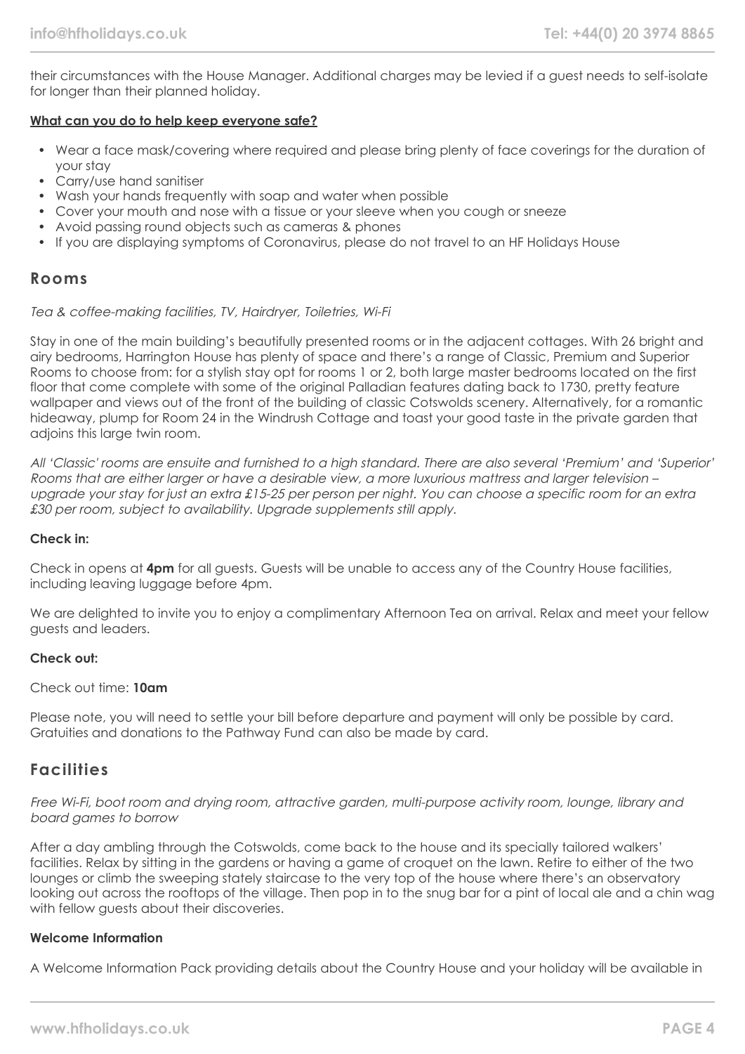their circumstances with the House Manager. Additional charges may be levied if a guest needs to self-isolate for longer than their planned holiday.

**What can you do to help keep everyone safe?**

- Wear a face mask/covering where required and please bring plenty of face coverings for the duration of your stay
- Carry/use hand sanitiser
- Wash your hands frequently with soap and water when possible
- Cover your mouth and nose with a tissue or your sleeve when you cough or sneeze
- Avoid passing round objects such as cameras & phones
- If you are displaying symptoms of Coronavirus, please do not travel to an HF Holidays House

## Rooms

*Tea & coffee-making facilities, TV, Hairdryer, Toiletries, Wi-Fi*

Stay in one of the main building's beautifully presented rooms or in the adjacent cottages. With 26 bright and airy bedrooms, Harrington House has plenty of space and there's a range of Classic, Premium and Superior Rooms to choose from: for a stylish stay opt for rooms 1 or 2, both large master bedrooms located on the first floor that come complete with some of the original Palladian features dating back to 1730, pretty feature wallpaper and views out of the front of the building of classic Cotswolds scenery. Alternatively, for a romantic hideaway, plump for Room 24 in the Windrush Cottage and toast your good taste in the private garden that adjoins this large twin room.

*All 'Classic' rooms are ensuite and furnished to a high standard. There are also several 'Premium' and 'Superior' Rooms that are either larger or have a desirable view, a more luxurious mattress and larger television – upgrade your stay for just an extra £15-25 per person per night. You can choose a specific room for an extra £30 per room, subject to availability. Upgrade supplements still apply.*

**Check in:**

Check in opens at **4pm** for all guests. Guests will be unable to access any of the Country House facilities, including leaving luggage before 4pm.

We are delighted to invite you to enjoy a complimentary Afternoon Tea on arrival. Relax and meet your fellow guests and leaders.

**Check out:**

Check out time: **10am**

Please note, you will need to settle your bill before departure and payment will only be possible by card. Gratuities and donations to the Pathway Fund can also be made by card.

## Facilities

*Free Wi-Fi, boot room and drying room, attractive garden, multi-purpose activity room, lounge, library and board games to borrow*

After a day ambling through the Cotswolds, come back to the house and its specially tailored walkers' facilities. Relax by sitting in the gardens or having a game of croquet on the lawn. Retire to either of the two lounges or climb the sweeping stately staircase to the very top of the house where there's an observatory looking out across the rooftops of the village. Then pop in to the snug bar for a pint of local ale and a chin wag with fellow guests about their discoveries.

**Welcome Information**

A Welcome Information Pack providing details about the Country House and your holiday will be available in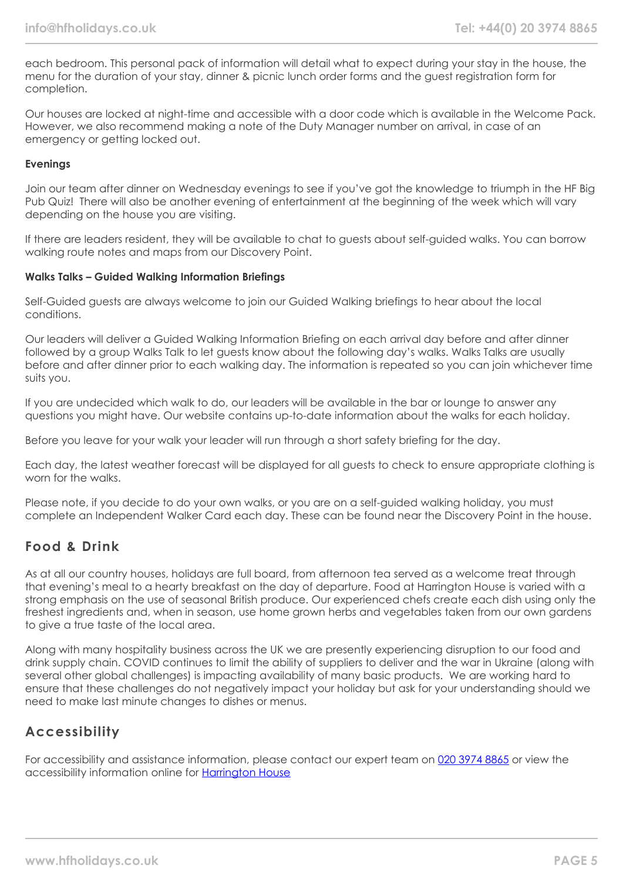each bedroom. This personal pack of information will detail what to expect during your stay in the house, the menu for the duration of your stay, dinner & picnic lunch order forms and the guest registration form for completion.

Our houses are locked at night-time and accessible with a door code which is available in the Welcome Pack. However, we also recommend making a note of the Duty Manager number on arrival, in case of an emergency or getting locked out.

**Evenings**

Join our team after dinner on Wednesday evenings to see if you've got the knowledge to triumph in the HF Big Pub Quiz! There will also be another evening of entertainment at the beginning of the week which will vary depending on the house you are visiting.

If there are leaders resident, they will be available to chat to guests about self-guided walks. You can borrow walking route notes and maps from our Discovery Point.

**Walks Talks – Guided Walking Information Briefings**

Self-Guided guests are always welcome to join our Guided Walking briefings to hear about the local conditions.

Our leaders will deliver a Guided Walking Information Briefing on each arrival day before and after dinner followed by a group Walks Talk to let guests know about the following day's walks. Walks Talks are usually before and after dinner prior to each walking day. The information is repeated so you can join whichever time suits you.

If you are undecided which walk to do, our leaders will be available in the bar or lounge to answer any questions you might have. Our website contains up-to-date information about the walks for each holiday.

Before you leave for your walk your leader will run through a short safety briefing for the day.

Each day, the latest weather forecast will be displayed for all guests to check to ensure appropriate clothing is worn for the walks.

Please note, if you decide to do your own walks, or you are on a self-guided walking holiday, you must complete an Independent Walker Card each day. These can be found near the Discovery Point in the house.

## Food & Drink

As at all our country houses, holidays are full board, from afternoon tea served as a welcome treat through that evening's meal to a hearty breakfast on the day of departure. Food at Harrington House is varied with a strong emphasis on the use of seasonal British produce. Our experienced chefs create each dish using only the freshest ingredients and, when in season, use home grown herbs and vegetables taken from our own gardens to give a true taste of the local area.

Along with many hospitality business across the UK we are presently experiencing disruption to our food and drink supply chain. COVID continues to limit the ability of suppliers to deliver and the war in Ukraine (along with several other global challenges) is impacting availability of many basic products. We are working hard to ensure that these challenges do not negatively impact your holiday but ask for your understanding should we need to make last minute changes to dishes or menus.

## Accessibility

For accessibility and assistance information, please contact our expert team on [020 3974 8865]() or view the accessibility information online for [Harrington House]()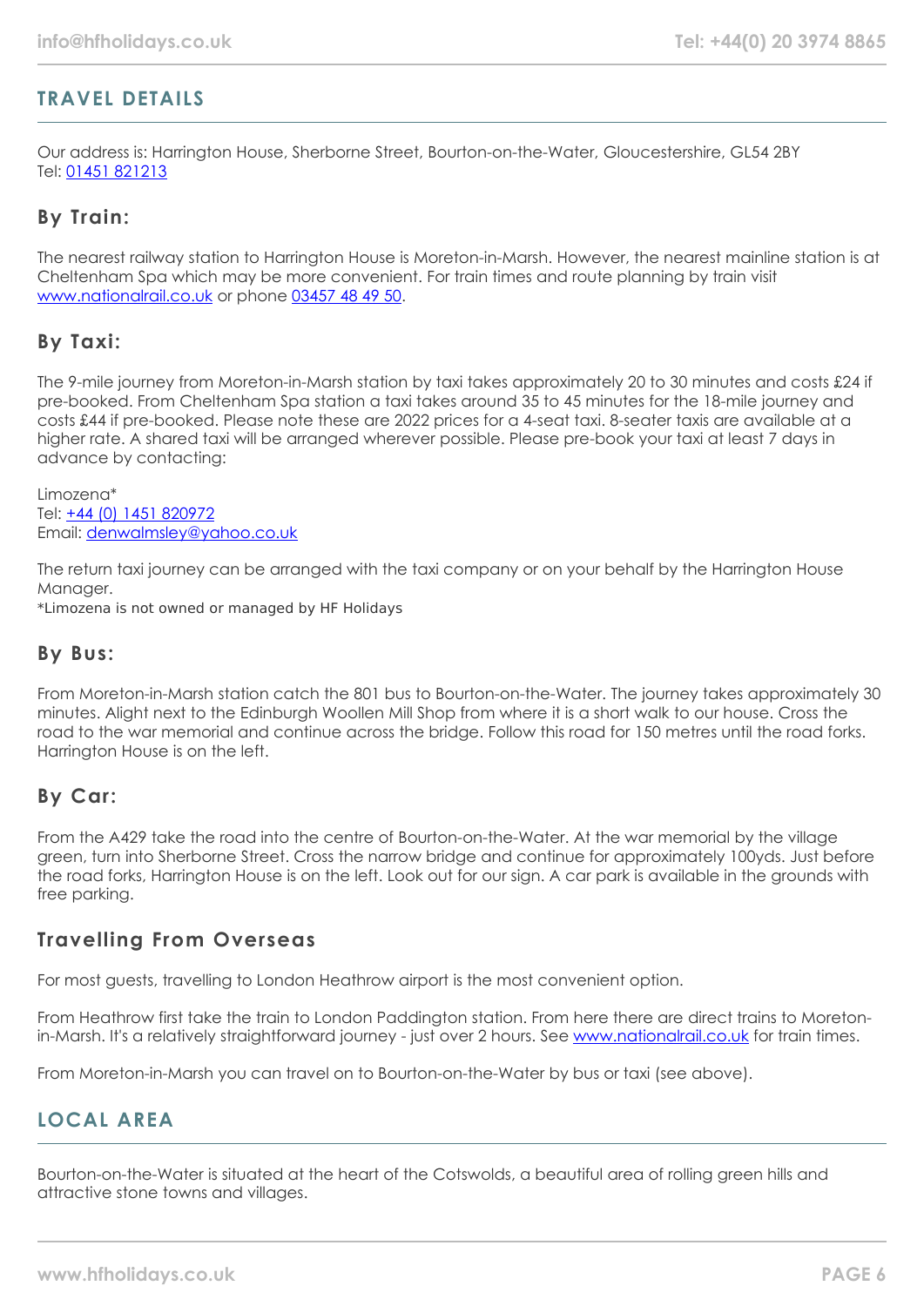## TRAVEL DETAILS

Our address is: Harrington House, Sherborne Street, Bourton-on-the-Water, Gloucestershire, GL54 2BY
Tel: 01451 821213

### By Train:

The nearest railway station to Harrington House is Moreton-in-Marsh. However, the nearest mainline station is at Cheltenham Spa which may be more convenient. For train times and route planning by train visit www.nationalrail.co.uk or phone 03457 48 49 50.

### By Taxi:

The 9-mile journey from Moreton-in-Marsh station by taxi takes approximately 20 to 30 minutes and costs £24 if pre-booked. From Cheltenham Spa station a taxi takes around 35 to 45 minutes for the 18-mile journey and costs £44 if pre-booked. Please note these are 2022 prices for a 4-seat taxi. 8-seater taxis are available at a higher rate. A shared taxi will be arranged wherever possible. Please pre-book your taxi at least 7 days in advance by contacting:

Limozena*
Tel: +44 (0) 1451 820972
Email: denwalmsley@yahoo.co.uk

The return taxi journey can be arranged with the taxi company or on your behalf by the Harrington House Manager.
*Limozena is not owned or managed by HF Holidays

### By Bus:

From Moreton-in-Marsh station catch the 801 bus to Bourton-on-the-Water. The journey takes approximately 30 minutes. Alight next to the Edinburgh Woollen Mill Shop from where it is a short walk to our house. Cross the road to the war memorial and continue across the bridge. Follow this road for 150 metres until the road forks. Harrington House is on the left.

### By Car:

From the A429 take the road into the centre of Bourton-on-the-Water. At the war memorial by the village green, turn into Sherborne Street. Cross the narrow bridge and continue for approximately 100yds. Just before the road forks, Harrington House is on the left. Look out for our sign. A car park is available in the grounds with free parking.

### Travelling From Overseas

For most guests, travelling to London Heathrow airport is the most convenient option.

From Heathrow first take the train to London Paddington station. From here there are direct trains to Moreton-in-Marsh. It's a relatively straightforward journey - just over 2 hours. See www.nationalrail.co.uk for train times.

From Moreton-in-Marsh you can travel on to Bourton-on-the-Water by bus or taxi (see above).

## LOCAL AREA

Bourton-on-the-Water is situated at the heart of the Cotswolds, a beautiful area of rolling green hills and attractive stone towns and villages.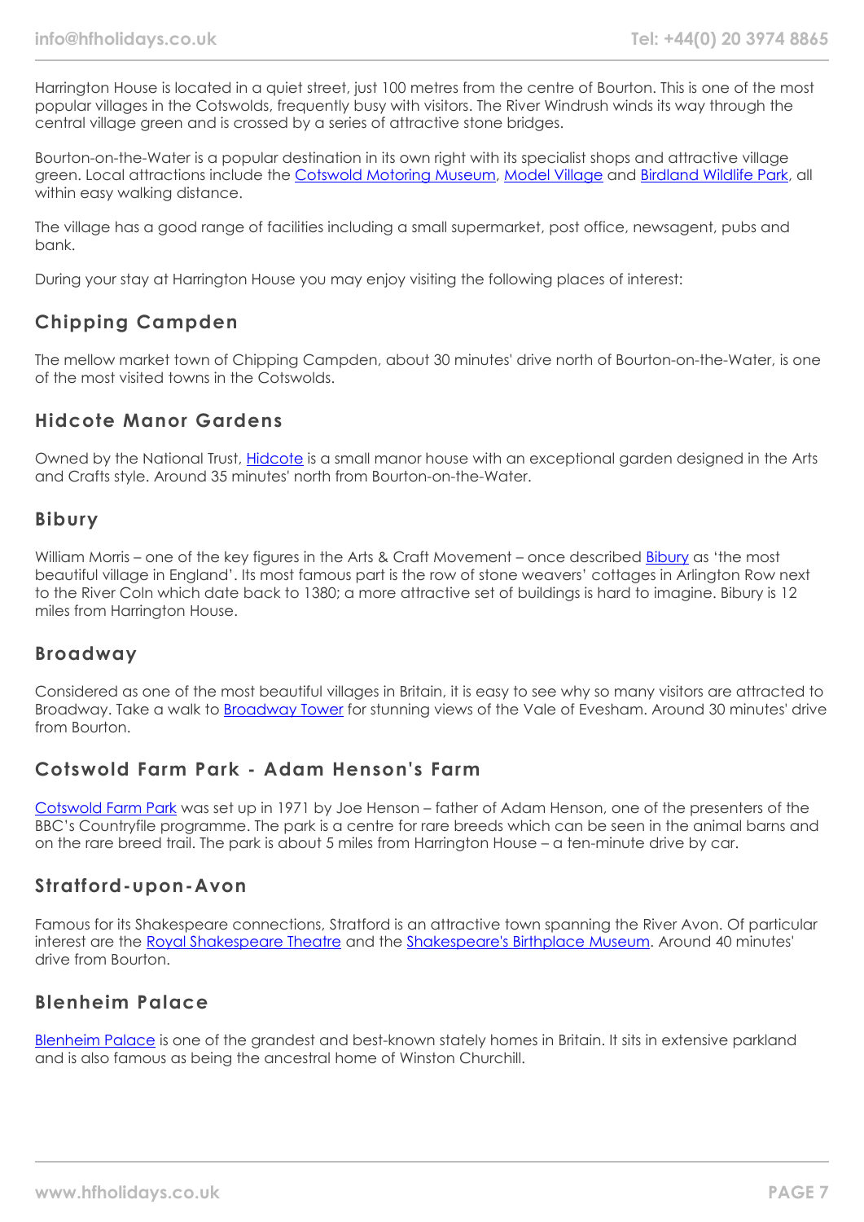Harrington House is located in a quiet street, just 100 metres from the centre of Bourton. This is one of the most popular villages in the Cotswolds, frequently busy with visitors. The River Windrush winds its way through the central village green and is crossed by a series of attractive stone bridges.

Bourton-on-the-Water is a popular destination in its own right with its specialist shops and attractive village green. Local attractions include the Cotswold Motoring Museum, Model Village and Birdland Wildlife Park, all within easy walking distance.

The village has a good range of facilities including a small supermarket, post office, newsagent, pubs and bank.

During your stay at Harrington House you may enjoy visiting the following places of interest:

## Chipping Campden

The mellow market town of Chipping Campden, about 30 minutes' drive north of Bourton-on-the-Water, is one of the most visited towns in the Cotswolds.

## Hidcote Manor Gardens

Owned by the National Trust, Hidcote is a small manor house with an exceptional garden designed in the Arts and Crafts style. Around 35 minutes' north from Bourton-on-the-Water.

## Bibury

William Morris – one of the key figures in the Arts & Craft Movement – once described Bibury as 'the most beautiful village in England'. Its most famous part is the row of stone weavers' cottages in Arlington Row next to the River Coln which date back to 1380; a more attractive set of buildings is hard to imagine. Bibury is 12 miles from Harrington House.

## Broadway

Considered as one of the most beautiful villages in Britain, it is easy to see why so many visitors are attracted to Broadway. Take a walk to Broadway Tower for stunning views of the Vale of Evesham. Around 30 minutes' drive from Bourton.

## Cotswold Farm Park - Adam Henson's Farm

Cotswold Farm Park was set up in 1971 by Joe Henson – father of Adam Henson, one of the presenters of the BBC's Countryfile programme. The park is a centre for rare breeds which can be seen in the animal barns and on the rare breed trail. The park is about 5 miles from Harrington House – a ten-minute drive by car.

## Stratford-upon-Avon

Famous for its Shakespeare connections, Stratford is an attractive town spanning the River Avon. Of particular interest are the Royal Shakespeare Theatre and the Shakespeare's Birthplace Museum. Around 40 minutes' drive from Bourton.

## Blenheim Palace

Blenheim Palace is one of the grandest and best-known stately homes in Britain. It sits in extensive parkland and is also famous as being the ancestral home of Winston Churchill.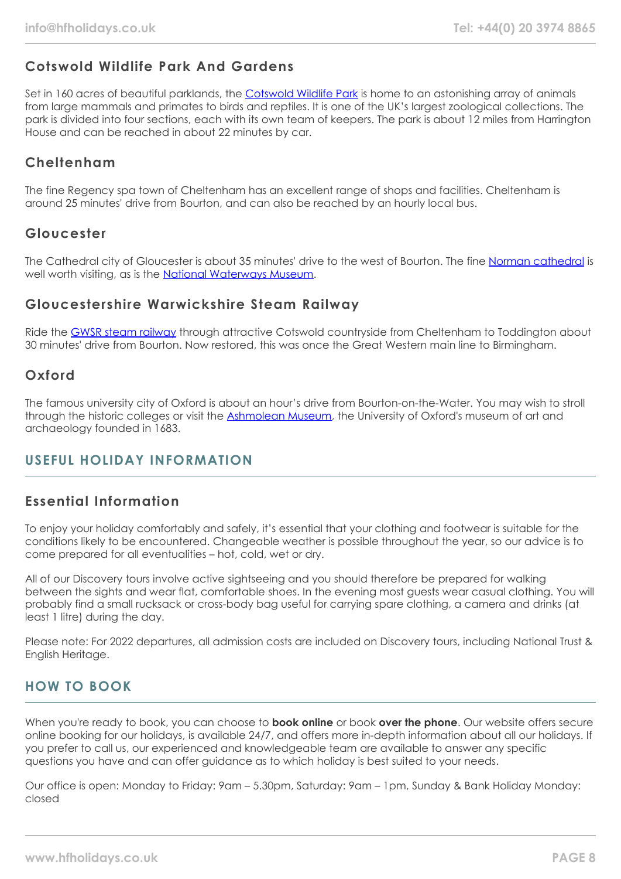### Cotswold Wildlife Park And Gardens

Set in 160 acres of beautiful parklands, the Cotswold Wildlife Park is home to an astonishing array of animals from large mammals and primates to birds and reptiles. It is one of the UK's largest zoological collections. The park is divided into four sections, each with its own team of keepers. The park is about 12 miles from Harrington House and can be reached in about 22 minutes by car.

### Cheltenham

The fine Regency spa town of Cheltenham has an excellent range of shops and facilities. Cheltenham is around 25 minutes' drive from Bourton, and can also be reached by an hourly local bus.

### Gloucester

The Cathedral city of Gloucester is about 35 minutes' drive to the west of Bourton. The fine Norman cathedral is well worth visiting, as is the National Waterways Museum.

### Gloucestershire Warwickshire Steam Railway

Ride the GWSR steam railway through attractive Cotswold countryside from Cheltenham to Toddington about 30 minutes' drive from Bourton. Now restored, this was once the Great Western main line to Birmingham.

### Oxford

The famous university city of Oxford is about an hour's drive from Bourton-on-the-Water. You may wish to stroll through the historic colleges or visit the Ashmolean Museum, the University of Oxford's museum of art and archaeology founded in 1683.

## USEFUL HOLIDAY INFORMATION

### Essential Information

To enjoy your holiday comfortably and safely, it's essential that your clothing and footwear is suitable for the conditions likely to be encountered. Changeable weather is possible throughout the year, so our advice is to come prepared for all eventualities – hot, cold, wet or dry.

All of our Discovery tours involve active sightseeing and you should therefore be prepared for walking between the sights and wear flat, comfortable shoes. In the evening most guests wear casual clothing. You will probably find a small rucksack or cross-body bag useful for carrying spare clothing, a camera and drinks (at least 1 litre) during the day.

Please note: For 2022 departures, all admission costs are included on Discovery tours, including National Trust & English Heritage.

## HOW TO BOOK

When you're ready to book, you can choose to **book online** or book **over the phone**. Our website offers secure online booking for our holidays, is available 24/7, and offers more in-depth information about all our holidays. If you prefer to call us, our experienced and knowledgeable team are available to answer any specific questions you have and can offer guidance as to which holiday is best suited to your needs.

Our office is open: Monday to Friday: 9am – 5.30pm, Saturday: 9am – 1pm, Sunday & Bank Holiday Monday: closed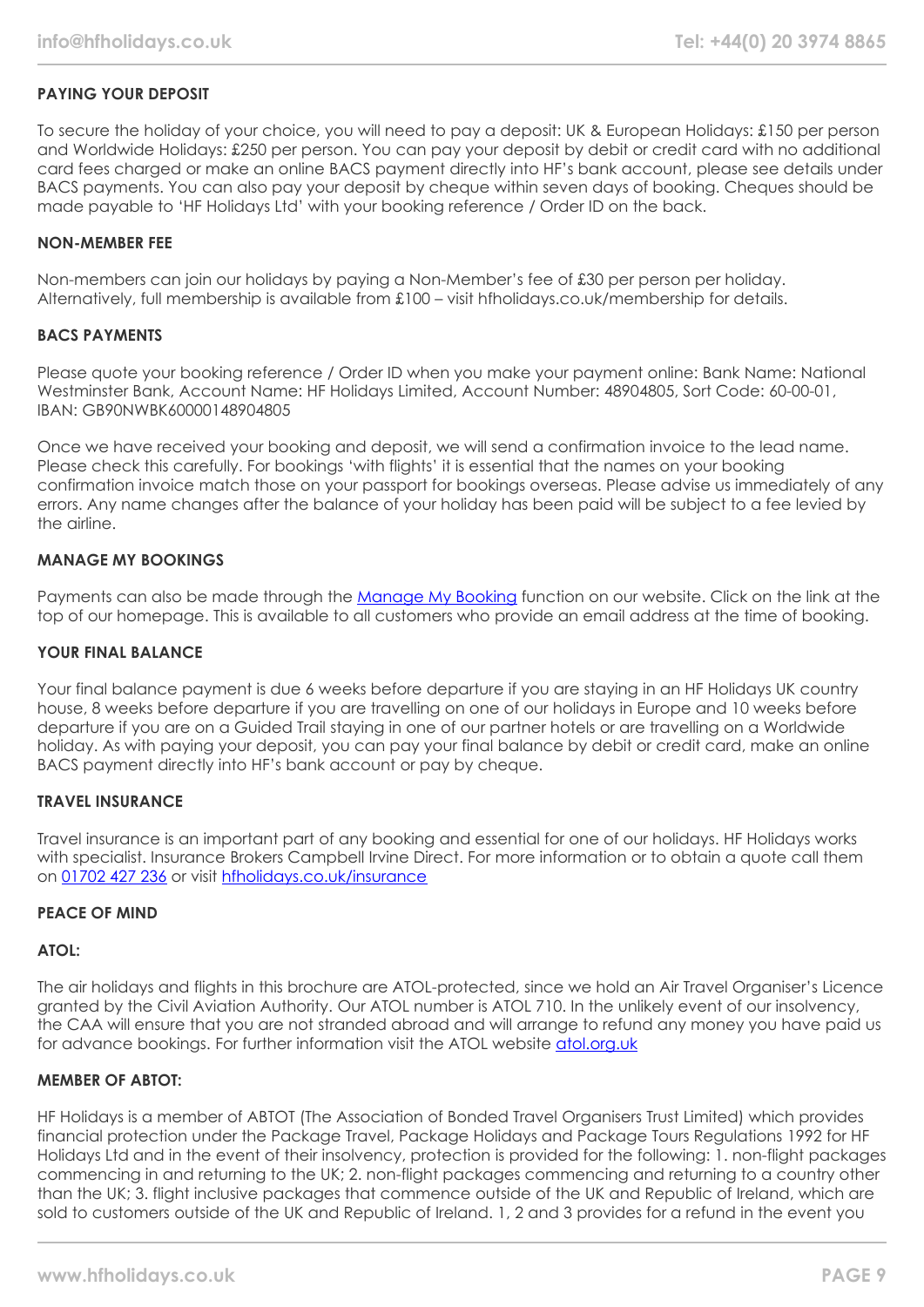### PAYING YOUR DEPOSIT

To secure the holiday of your choice, you will need to pay a deposit: UK & European Holidays: £150 per person and Worldwide Holidays: £250 per person. You can pay your deposit by debit or credit card with no additional card fees charged or make an online BACS payment directly into HF's bank account, please see details under BACS payments. You can also pay your deposit by cheque within seven days of booking. Cheques should be made payable to 'HF Holidays Ltd' with your booking reference / Order ID on the back.

### NON-MEMBER FEE

Non-members can join our holidays by paying a Non-Member's fee of £30 per person per holiday. Alternatively, full membership is available from £100 – visit hfholidays.co.uk/membership for details.

### BACS PAYMENTS

Please quote your booking reference / Order ID when you make your payment online: Bank Name: National Westminster Bank, Account Name: HF Holidays Limited, Account Number: 48904805, Sort Code: 60-00-01, IBAN: GB90NWBK60000148904805

Once we have received your booking and deposit, we will send a confirmation invoice to the lead name. Please check this carefully. For bookings 'with flights' it is essential that the names on your booking confirmation invoice match those on your passport for bookings overseas. Please advise us immediately of any errors. Any name changes after the balance of your holiday has been paid will be subject to a fee levied by the airline.

### MANAGE MY BOOKINGS

Payments can also be made through the [Manage My Booking] function on our website. Click on the link at the top of our homepage. This is available to all customers who provide an email address at the time of booking.

### YOUR FINAL BALANCE

Your final balance payment is due 6 weeks before departure if you are staying in an HF Holidays UK country house, 8 weeks before departure if you are travelling on one of our holidays in Europe and 10 weeks before departure if you are on a Guided Trail staying in one of our partner hotels or are travelling on a Worldwide holiday. As with paying your deposit, you can pay your final balance by debit or credit card, make an online BACS payment directly into HF's bank account or pay by cheque.

### TRAVEL INSURANCE

Travel insurance is an important part of any booking and essential for one of our holidays. HF Holidays works with specialist. Insurance Brokers Campbell Irvine Direct. For more information or to obtain a quote call them on 01702 427 236 or visit hfholidays.co.uk/insurance

### PEACE OF MIND

#### ATOL:

The air holidays and flights in this brochure are ATOL-protected, since we hold an Air Travel Organiser's Licence granted by the Civil Aviation Authority. Our ATOL number is ATOL 710. In the unlikely event of our insolvency, the CAA will ensure that you are not stranded abroad and will arrange to refund any money you have paid us for advance bookings. For further information visit the ATOL website atol.org.uk

#### MEMBER OF ABTOT:

HF Holidays is a member of ABTOT (The Association of Bonded Travel Organisers Trust Limited) which provides financial protection under the Package Travel, Package Holidays and Package Tours Regulations 1992 for HF Holidays Ltd and in the event of their insolvency, protection is provided for the following: 1. non-flight packages commencing in and returning to the UK; 2. non-flight packages commencing and returning to a country other than the UK; 3. flight inclusive packages that commence outside of the UK and Republic of Ireland, which are sold to customers outside of the UK and Republic of Ireland. 1, 2 and 3 provides for a refund in the event you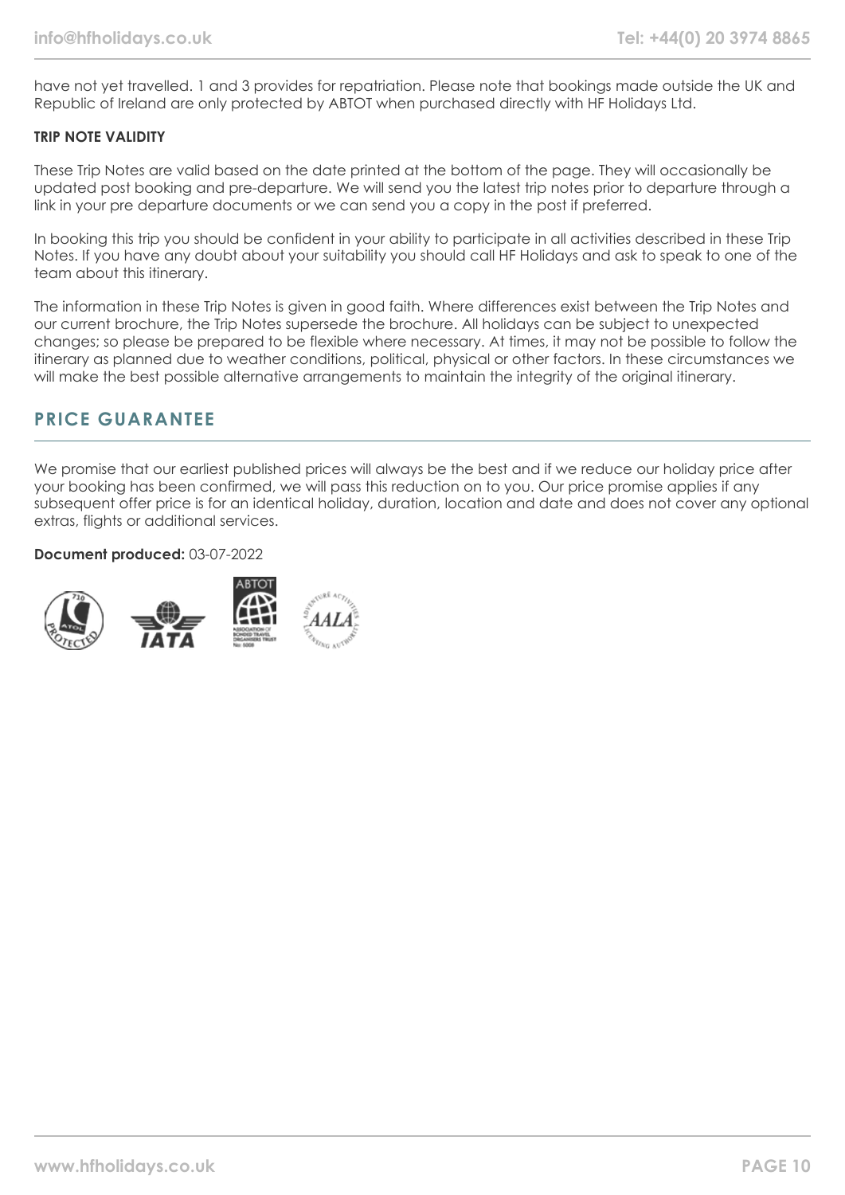have not yet travelled. 1 and 3 provides for repatriation. Please note that bookings made outside the UK and Republic of Ireland are only protected by ABTOT when purchased directly with HF Holidays Ltd.

**TRIP NOTE VALIDITY**

These Trip Notes are valid based on the date printed at the bottom of the page. They will occasionally be updated post booking and pre-departure. We will send you the latest trip notes prior to departure through a link in your pre departure documents or we can send you a copy in the post if preferred.

In booking this trip you should be confident in your ability to participate in all activities described in these Trip Notes. If you have any doubt about your suitability you should call HF Holidays and ask to speak to one of the team about this itinerary.

The information in these Trip Notes is given in good faith. Where differences exist between the Trip Notes and our current brochure, the Trip Notes supersede the brochure. All holidays can be subject to unexpected changes; so please be prepared to be flexible where necessary. At times, it may not be possible to follow the itinerary as planned due to weather conditions, political, physical or other factors. In these circumstances we will make the best possible alternative arrangements to maintain the integrity of the original itinerary.

## PRICE GUARANTEE

We promise that our earliest published prices will always be the best and if we reduce our holiday price after your booking has been confirmed, we will pass this reduction on to you. Our price promise applies if any subsequent offer price is for an identical holiday, duration, location and date and does not cover any optional extras, flights or additional services.

**Document produced:** 03-07-2022